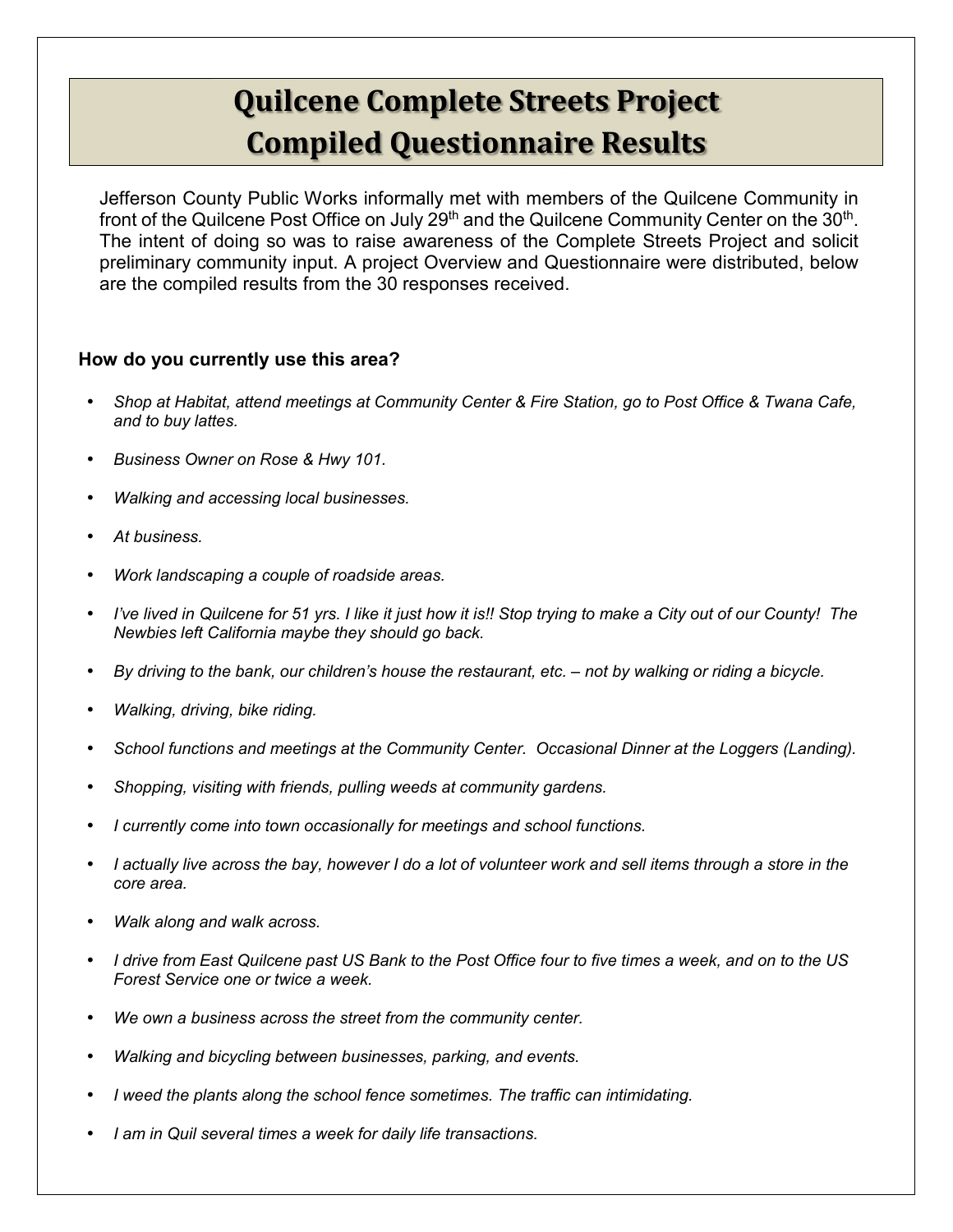# Quilcene Complete Streets Project
# Compiled Questionnaire Results

Jefferson County Public Works informally met with members of the Quilcene Community in front of the Quilcene Post Office on July 29th and the Quilcene Community Center on the 30th. The intent of doing so was to raise awareness of the Complete Streets Project and solicit preliminary community input. A project Overview and Questionnaire were distributed, below are the compiled results from the 30 responses received.

### How do you currently use this area?

- *Shop at Habitat, attend meetings at Community Center & Fire Station, go to Post Office & Twana Cafe, and to buy lattes.*
- *Business Owner on Rose & Hwy 101.*
- *Walking and accessing local businesses.*
- *At business.*
- *Work landscaping a couple of roadside areas.*
- *I've lived in Quilcene for 51 yrs. I like it just how it is!! Stop trying to make a City out of our County! The Newbies left California maybe they should go back.*
- *By driving to the bank, our children's house the restaurant, etc. – not by walking or riding a bicycle.*
- *Walking, driving, bike riding.*
- *School functions and meetings at the Community Center. Occasional Dinner at the Loggers (Landing).*
- *Shopping, visiting with friends, pulling weeds at community gardens.*
- *I currently come into town occasionally for meetings and school functions.*
- *I actually live across the bay, however I do a lot of volunteer work and sell items through a store in the core area.*
- *Walk along and walk across.*
- *I drive from East Quilcene past US Bank to the Post Office four to five times a week, and on to the US Forest Service one or twice a week.*
- *We own a business across the street from the community center.*
- *Walking and bicycling between businesses, parking, and events.*
- *I weed the plants along the school fence sometimes. The traffic can intimidating.*
- *I am in Quil several times a week for daily life transactions.*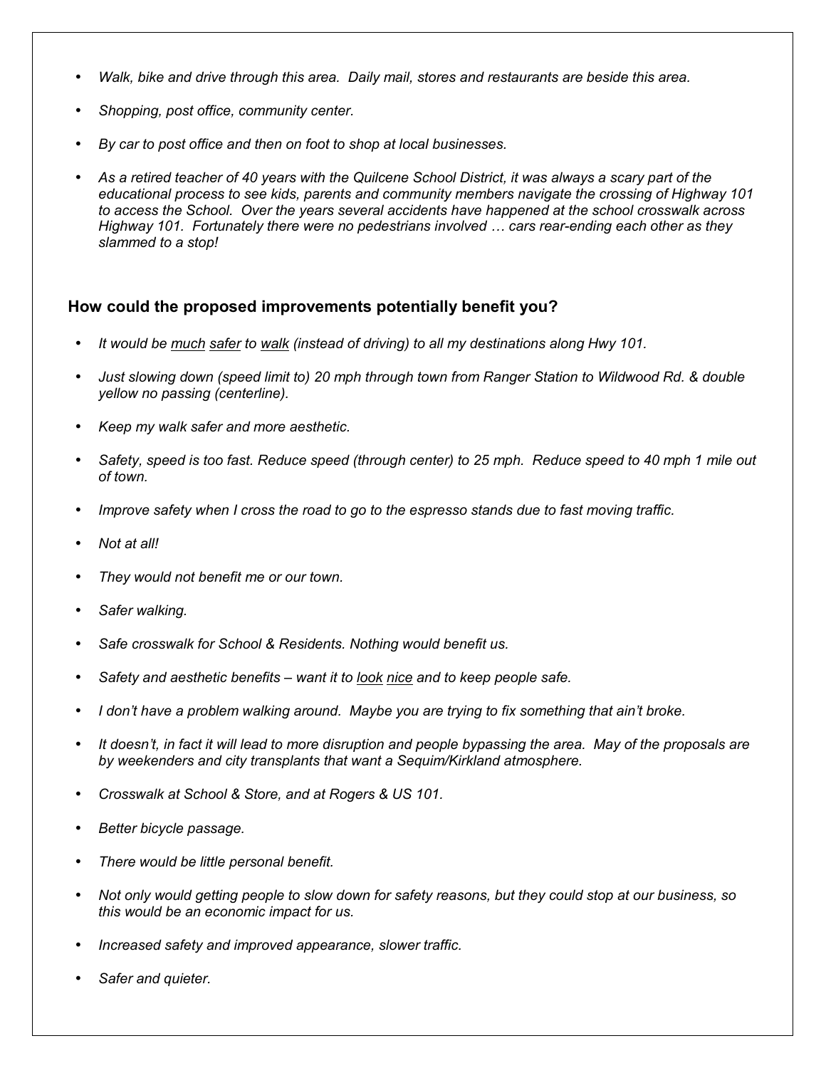- *Walk, bike and drive through this area. Daily mail, stores and restaurants are beside this area.*
- *Shopping, post office, community center.*
- *By car to post office and then on foot to shop at local businesses.*
- *As a retired teacher of 40 years with the Quilcene School District, it was always a scary part of the educational process to see kids, parents and community members navigate the crossing of Highway 101 to access the School. Over the years several accidents have happened at the school crosswalk across Highway 101. Fortunately there were no pedestrians involved … cars rear-ending each other as they slammed to a stop!*

### How could the proposed improvements potentially benefit you?

- *It would be <u>much</u> <u>safer</u> to <u>walk</u> (instead of driving) to all my destinations along Hwy 101.*
- *Just slowing down (speed limit to) 20 mph through town from Ranger Station to Wildwood Rd. & double yellow no passing (centerline).*
- *Keep my walk safer and more aesthetic.*
- *Safety, speed is too fast. Reduce speed (through center) to 25 mph. Reduce speed to 40 mph 1 mile out of town.*
- *Improve safety when I cross the road to go to the espresso stands due to fast moving traffic.*
- *Not at all!*
- *They would not benefit me or our town.*
- *Safer walking.*
- *Safe crosswalk for School & Residents. Nothing would benefit us.*
- *Safety and aesthetic benefits – want it to <u>look</u> <u>nice</u> and to keep people safe.*
- *I don't have a problem walking around. Maybe you are trying to fix something that ain't broke.*
- *It doesn't, in fact it will lead to more disruption and people bypassing the area. May of the proposals are by weekenders and city transplants that want a Sequim/Kirkland atmosphere.*
- *Crosswalk at School & Store, and at Rogers & US 101.*
- *Better bicycle passage.*
- *There would be little personal benefit.*
- *Not only would getting people to slow down for safety reasons, but they could stop at our business, so this would be an economic impact for us.*
- *Increased safety and improved appearance, slower traffic.*
- *Safer and quieter.*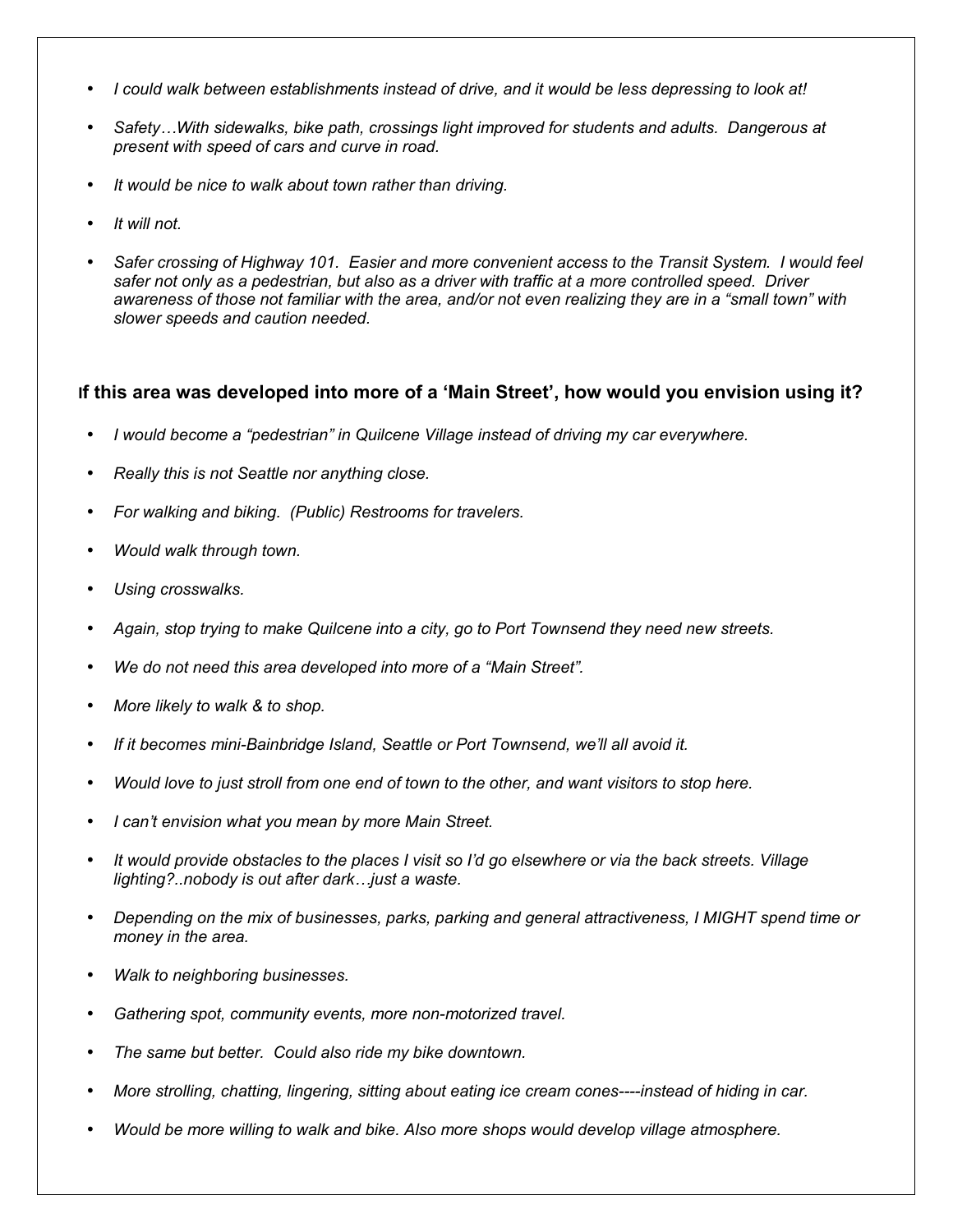- *I could walk between establishments instead of drive, and it would be less depressing to look at!*
- *Safety…With sidewalks, bike path, crossings light improved for students and adults. Dangerous at present with speed of cars and curve in road.*
- *It would be nice to walk about town rather than driving.*
- *It will not.*
- *Safer crossing of Highway 101. Easier and more convenient access to the Transit System. I would feel safer not only as a pedestrian, but also as a driver with traffic at a more controlled speed. Driver awareness of those not familiar with the area, and/or not even realizing they are in a "small town" with slower speeds and caution needed.*

### If this area was developed into more of a 'Main Street', how would you envision using it?

- *I would become a "pedestrian" in Quilcene Village instead of driving my car everywhere.*
- *Really this is not Seattle nor anything close.*
- *For walking and biking. (Public) Restrooms for travelers.*
- *Would walk through town.*
- *Using crosswalks.*
- *Again, stop trying to make Quilcene into a city, go to Port Townsend they need new streets.*
- *We do not need this area developed into more of a "Main Street".*
- *More likely to walk & to shop.*
- *If it becomes mini-Bainbridge Island, Seattle or Port Townsend, we'll all avoid it.*
- *Would love to just stroll from one end of town to the other, and want visitors to stop here.*
- *I can't envision what you mean by more Main Street.*
- *It would provide obstacles to the places I visit so I'd go elsewhere or via the back streets. Village lighting?..nobody is out after dark…just a waste.*
- *Depending on the mix of businesses, parks, parking and general attractiveness, I MIGHT spend time or money in the area.*
- *Walk to neighboring businesses.*
- *Gathering spot, community events, more non-motorized travel.*
- *The same but better. Could also ride my bike downtown.*
- *More strolling, chatting, lingering, sitting about eating ice cream cones----instead of hiding in car.*
- *Would be more willing to walk and bike. Also more shops would develop village atmosphere.*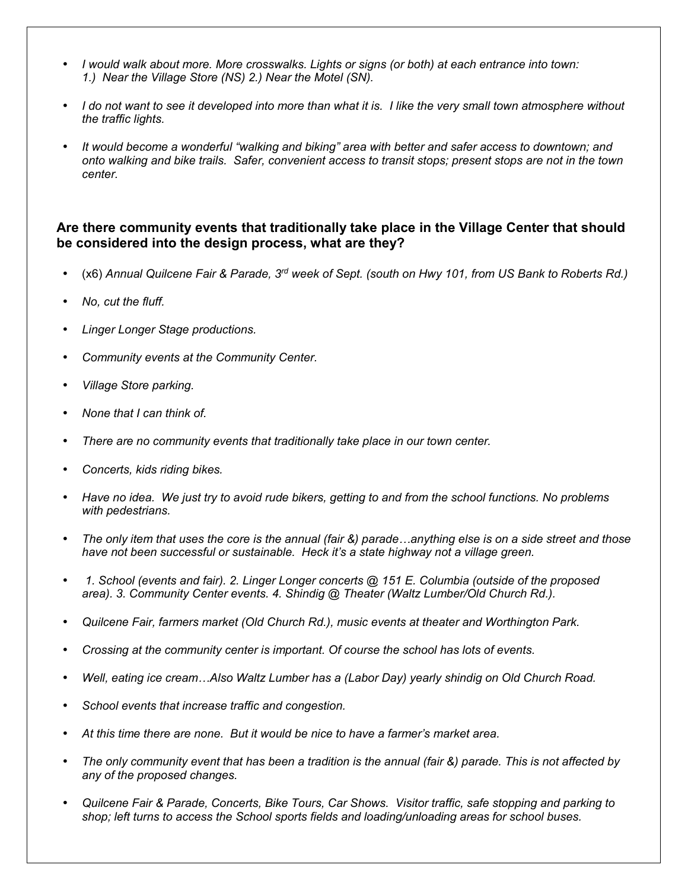- *I would walk about more. More crosswalks. Lights or signs (or both) at each entrance into town: 1.) Near the Village Store (NS) 2.) Near the Motel (SN).*

- *I do not want to see it developed into more than what it is. I like the very small town atmosphere without the traffic lights.*

- *It would become a wonderful "walking and biking" area with better and safer access to downtown; and onto walking and bike trails. Safer, convenient access to transit stops; present stops are not in the town center.*

### Are there community events that traditionally take place in the Village Center that should be considered into the design process, what are they?

- (x6) *Annual Quilcene Fair & Parade, 3rd week of Sept. (south on Hwy 101, from US Bank to Roberts Rd.)*

- *No, cut the fluff.*

- *Linger Longer Stage productions.*

- *Community events at the Community Center.*

- *Village Store parking.*

- *None that I can think of.*

- *There are no community events that traditionally take place in our town center.*

- *Concerts, kids riding bikes.*

- *Have no idea. We just try to avoid rude bikers, getting to and from the school functions. No problems with pedestrians.*

- *The only item that uses the core is the annual (fair &) parade…anything else is on a side street and those have not been successful or sustainable. Heck it's a state highway not a village green.*

- *1. School (events and fair). 2. Linger Longer concerts @ 151 E. Columbia (outside of the proposed area). 3. Community Center events. 4. Shindig @ Theater (Waltz Lumber/Old Church Rd.).*

- *Quilcene Fair, farmers market (Old Church Rd.), music events at theater and Worthington Park.*

- *Crossing at the community center is important. Of course the school has lots of events.*

- *Well, eating ice cream…Also Waltz Lumber has a (Labor Day) yearly shindig on Old Church Road.*

- *School events that increase traffic and congestion.*

- *At this time there are none. But it would be nice to have a farmer's market area.*

- *The only community event that has been a tradition is the annual (fair &) parade. This is not affected by any of the proposed changes.*

- *Quilcene Fair & Parade, Concerts, Bike Tours, Car Shows. Visitor traffic, safe stopping and parking to shop; left turns to access the School sports fields and loading/unloading areas for school buses.*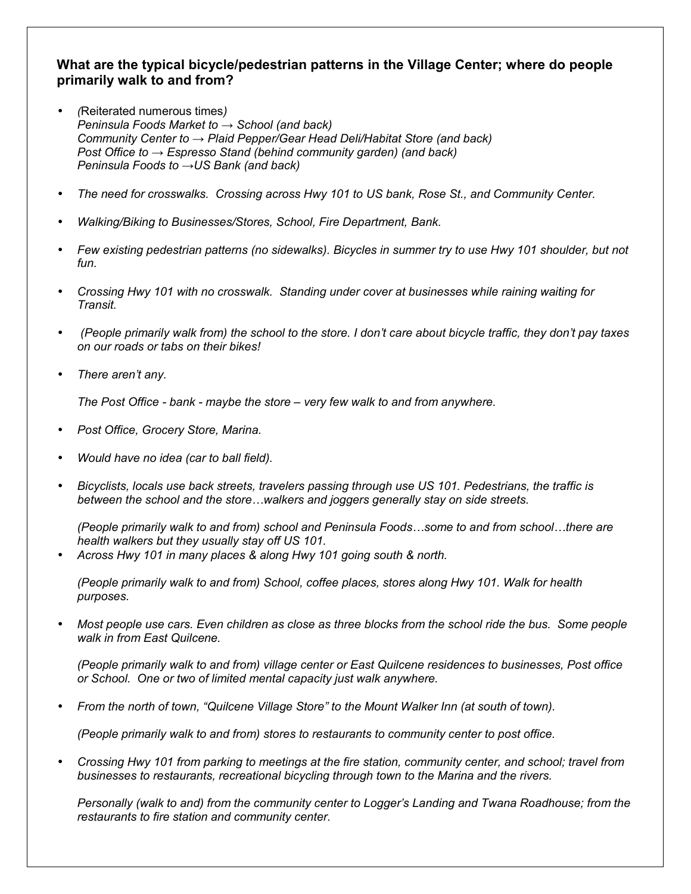**What are the typical bicycle/pedestrian patterns in the Village Center; where do people primarily walk to and from?**

- (Reiterated numerous times)
  *Peninsula Foods Market to → School (and back)*
  *Community Center to → Plaid Pepper/Gear Head Deli/Habitat Store (and back)*
  *Post Office to → Espresso Stand (behind community garden) (and back)*
  *Peninsula Foods to →US Bank (and back)*

- *The need for crosswalks. Crossing across Hwy 101 to US bank, Rose St., and Community Center.*

- *Walking/Biking to Businesses/Stores, School, Fire Department, Bank.*

- *Few existing pedestrian patterns (no sidewalks). Bicycles in summer try to use Hwy 101 shoulder, but not fun.*

- *Crossing Hwy 101 with no crosswalk. Standing under cover at businesses while raining waiting for Transit.*

- *(People primarily walk from) the school to the store. I don't care about bicycle traffic, they don't pay taxes on our roads or tabs on their bikes!*

- *There aren't any.*

  *The Post Office - bank - maybe the store – very few walk to and from anywhere.*

- *Post Office, Grocery Store, Marina.*

- *Would have no idea (car to ball field).*

- *Bicyclists, locals use back streets, travelers passing through use US 101. Pedestrians, the traffic is between the school and the store…walkers and joggers generally stay on side streets.*

  *(People primarily walk to and from) school and Peninsula Foods…some to and from school…there are health walkers but they usually stay off US 101.*

- *Across Hwy 101 in many places & along Hwy 101 going south & north.*

  *(People primarily walk to and from) School, coffee places, stores along Hwy 101. Walk for health purposes.*

- *Most people use cars. Even children as close as three blocks from the school ride the bus. Some people walk in from East Quilcene.*

  *(People primarily walk to and from) village center or East Quilcene residences to businesses, Post office or School. One or two of limited mental capacity just walk anywhere.*

- *From the north of town, "Quilcene Village Store" to the Mount Walker Inn (at south of town).*

  *(People primarily walk to and from) stores to restaurants to community center to post office.*

- *Crossing Hwy 101 from parking to meetings at the fire station, community center, and school; travel from businesses to restaurants, recreational bicycling through town to the Marina and the rivers.*

  *Personally (walk to and) from the community center to Logger's Landing and Twana Roadhouse; from the restaurants to fire station and community center.*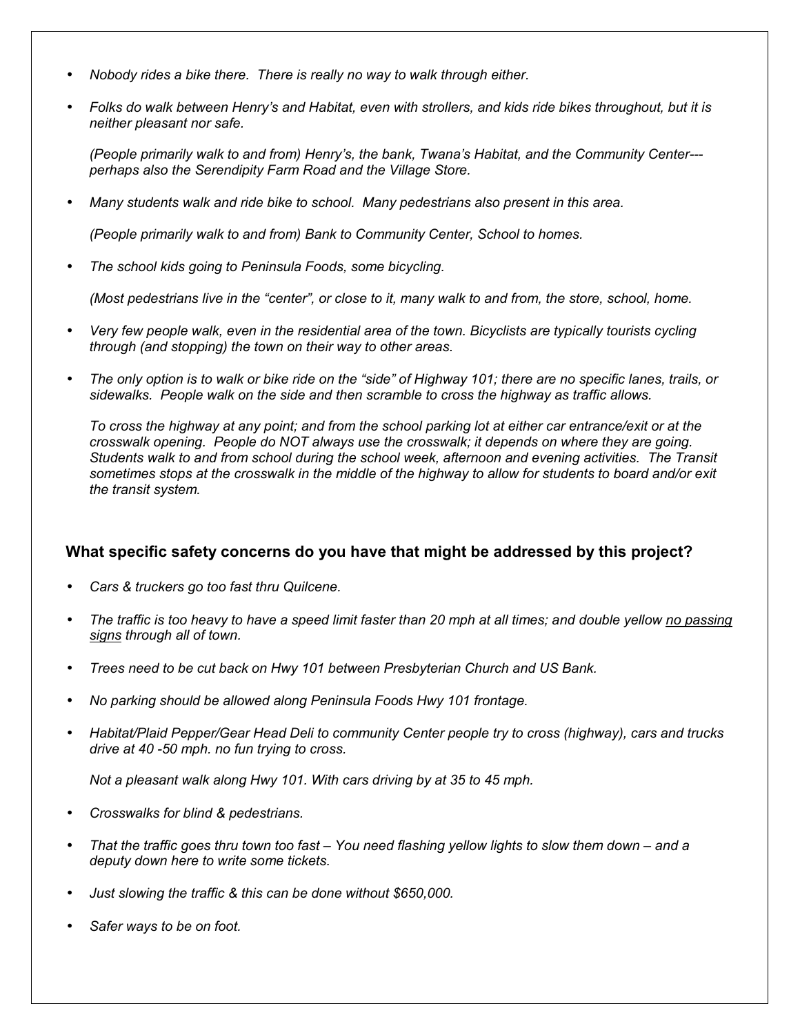- *Nobody rides a bike there. There is really no way to walk through either.*

- *Folks do walk between Henry's and Habitat, even with strollers, and kids ride bikes throughout, but it is neither pleasant nor safe.*

  *(People primarily walk to and from) Henry's, the bank, Twana's Habitat, and the Community Center---perhaps also the Serendipity Farm Road and the Village Store.*

- *Many students walk and ride bike to school. Many pedestrians also present in this area.*

  *(People primarily walk to and from) Bank to Community Center, School to homes.*

- *The school kids going to Peninsula Foods, some bicycling.*

  *(Most pedestrians live in the "center", or close to it, many walk to and from, the store, school, home.*

- *Very few people walk, even in the residential area of the town. Bicyclists are typically tourists cycling through (and stopping) the town on their way to other areas.*

- *The only option is to walk or bike ride on the "side" of Highway 101; there are no specific lanes, trails, or sidewalks. People walk on the side and then scramble to cross the highway as traffic allows.*

  *To cross the highway at any point; and from the school parking lot at either car entrance/exit or at the crosswalk opening. People do NOT always use the crosswalk; it depends on where they are going. Students walk to and from school during the school week, afternoon and evening activities. The Transit sometimes stops at the crosswalk in the middle of the highway to allow for students to board and/or exit the transit system.*

### What specific safety concerns do you have that might be addressed by this project?

- *Cars & truckers go too fast thru Quilcene.*

- *The traffic is too heavy to have a speed limit faster than 20 mph at all times; and double yellow <u>no passing signs</u> through all of town.*

- *Trees need to be cut back on Hwy 101 between Presbyterian Church and US Bank.*

- *No parking should be allowed along Peninsula Foods Hwy 101 frontage.*

- *Habitat/Plaid Pepper/Gear Head Deli to community Center people try to cross (highway), cars and trucks drive at 40 -50 mph. no fun trying to cross.*

  *Not a pleasant walk along Hwy 101. With cars driving by at 35 to 45 mph.*

- *Crosswalks for blind & pedestrians.*

- *That the traffic goes thru town too fast – You need flashing yellow lights to slow them down – and a deputy down here to write some tickets.*

- *Just slowing the traffic & this can be done without $650,000.*

- *Safer ways to be on foot.*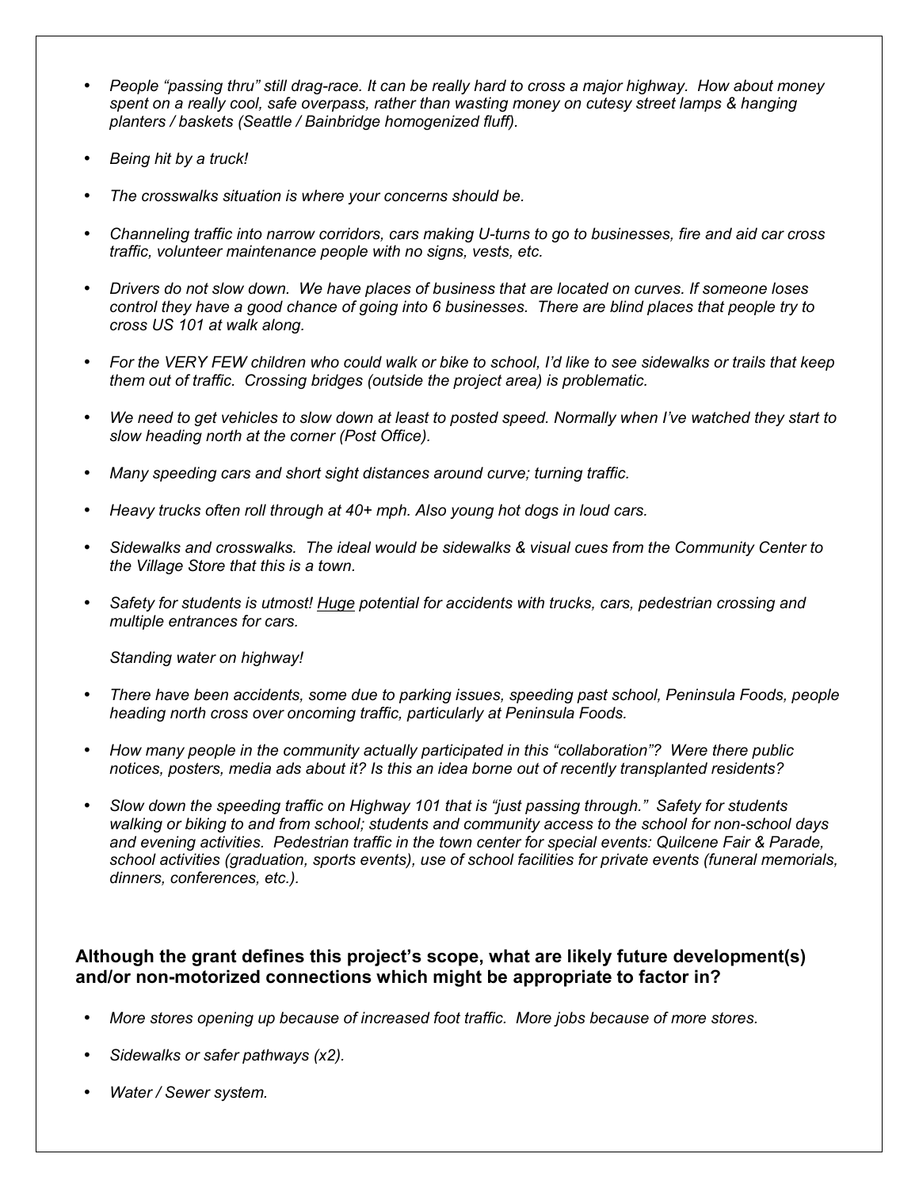- *People "passing thru" still drag-race. It can be really hard to cross a major highway. How about money spent on a really cool, safe overpass, rather than wasting money on cutesy street lamps & hanging planters / baskets (Seattle / Bainbridge homogenized fluff).*

- *Being hit by a truck!*

- *The crosswalks situation is where your concerns should be.*

- *Channeling traffic into narrow corridors, cars making U-turns to go to businesses, fire and aid car cross traffic, volunteer maintenance people with no signs, vests, etc.*

- *Drivers do not slow down. We have places of business that are located on curves. If someone loses control they have a good chance of going into 6 businesses. There are blind places that people try to cross US 101 at walk along.*

- *For the VERY FEW children who could walk or bike to school, I'd like to see sidewalks or trails that keep them out of traffic. Crossing bridges (outside the project area) is problematic.*

- *We need to get vehicles to slow down at least to posted speed. Normally when I've watched they start to slow heading north at the corner (Post Office).*

- *Many speeding cars and short sight distances around curve; turning traffic.*

- *Heavy trucks often roll through at 40+ mph. Also young hot dogs in loud cars.*

- *Sidewalks and crosswalks. The ideal would be sidewalks & visual cues from the Community Center to the Village Store that this is a town.*

- *Safety for students is utmost! <u>Huge</u> potential for accidents with trucks, cars, pedestrian crossing and multiple entrances for cars.*

  *Standing water on highway!*

- *There have been accidents, some due to parking issues, speeding past school, Peninsula Foods, people heading north cross over oncoming traffic, particularly at Peninsula Foods.*

- *How many people in the community actually participated in this "collaboration"? Were there public notices, posters, media ads about it? Is this an idea borne out of recently transplanted residents?*

- *Slow down the speeding traffic on Highway 101 that is "just passing through." Safety for students walking or biking to and from school; students and community access to the school for non-school days and evening activities. Pedestrian traffic in the town center for special events: Quilcene Fair & Parade, school activities (graduation, sports events), use of school facilities for private events (funeral memorials, dinners, conferences, etc.).*

**Although the grant defines this project's scope, what are likely future development(s) and/or non-motorized connections which might be appropriate to factor in?**

- *More stores opening up because of increased foot traffic. More jobs because of more stores.*

- *Sidewalks or safer pathways (x2).*

- *Water / Sewer system.*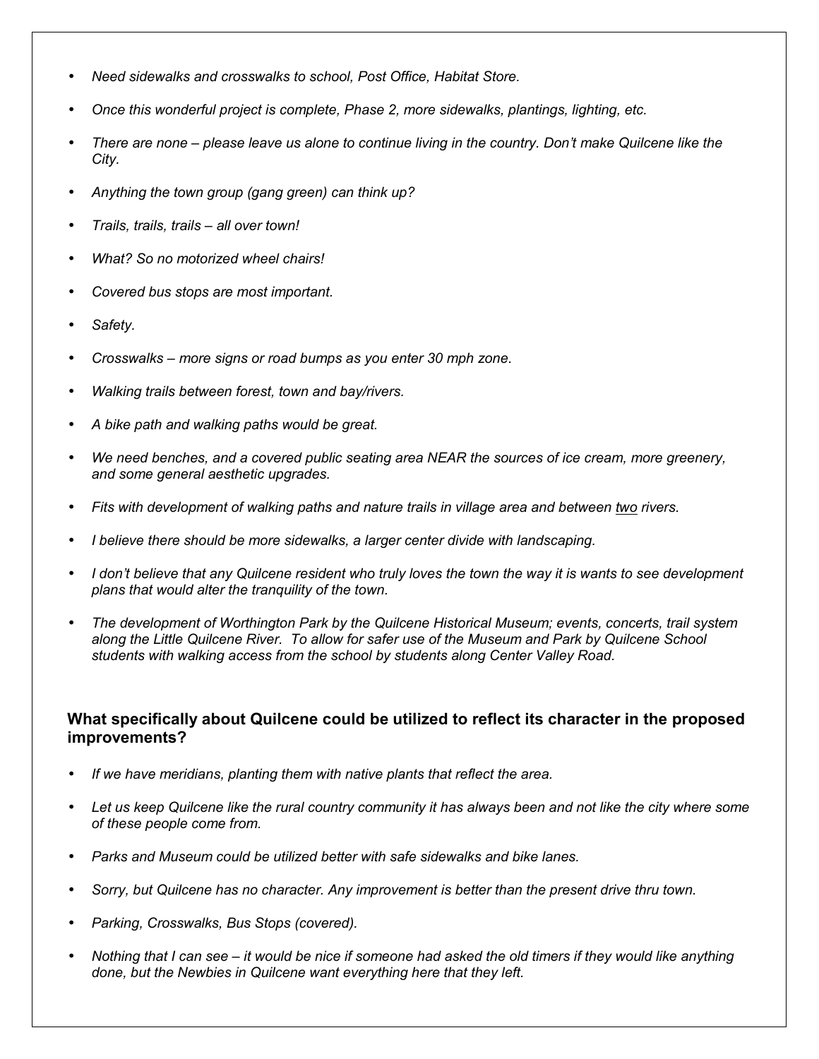- *Need sidewalks and crosswalks to school, Post Office, Habitat Store.*
- *Once this wonderful project is complete, Phase 2, more sidewalks, plantings, lighting, etc.*
- *There are none – please leave us alone to continue living in the country. Don't make Quilcene like the City.*
- *Anything the town group (gang green) can think up?*
- *Trails, trails, trails – all over town!*
- *What? So no motorized wheel chairs!*
- *Covered bus stops are most important.*
- *Safety.*
- *Crosswalks – more signs or road bumps as you enter 30 mph zone.*
- *Walking trails between forest, town and bay/rivers.*
- *A bike path and walking paths would be great.*
- *We need benches, and a covered public seating area NEAR the sources of ice cream, more greenery, and some general aesthetic upgrades.*
- *Fits with development of walking paths and nature trails in village area and between <u>two</u> rivers.*
- *I believe there should be more sidewalks, a larger center divide with landscaping.*
- *I don't believe that any Quilcene resident who truly loves the town the way it is wants to see development plans that would alter the tranquility of the town.*
- *The development of Worthington Park by the Quilcene Historical Museum; events, concerts, trail system along the Little Quilcene River. To allow for safer use of the Museum and Park by Quilcene School students with walking access from the school by students along Center Valley Road.*

### What specifically about Quilcene could be utilized to reflect its character in the proposed improvements?

- *If we have meridians, planting them with native plants that reflect the area.*
- *Let us keep Quilcene like the rural country community it has always been and not like the city where some of these people come from.*
- *Parks and Museum could be utilized better with safe sidewalks and bike lanes.*
- *Sorry, but Quilcene has no character. Any improvement is better than the present drive thru town.*
- *Parking, Crosswalks, Bus Stops (covered).*
- *Nothing that I can see – it would be nice if someone had asked the old timers if they would like anything done, but the Newbies in Quilcene want everything here that they left.*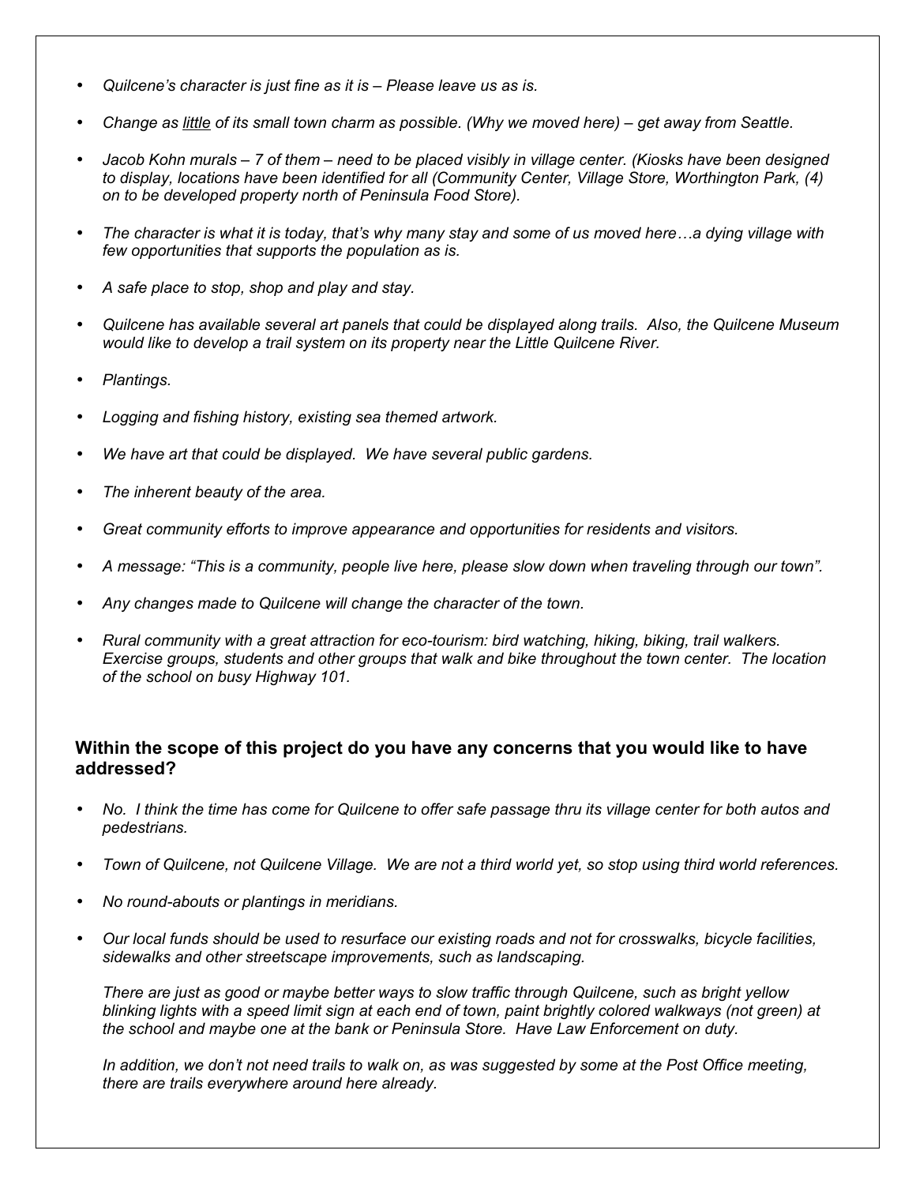- *Quilcene's character is just fine as it is – Please leave us as is.*
- *Change as <u>little</u> of its small town charm as possible. (Why we moved here) – get away from Seattle.*
- *Jacob Kohn murals – 7 of them – need to be placed visibly in village center. (Kiosks have been designed to display, locations have been identified for all (Community Center, Village Store, Worthington Park, (4) on to be developed property north of Peninsula Food Store).*
- *The character is what it is today, that's why many stay and some of us moved here…a dying village with few opportunities that supports the population as is.*
- *A safe place to stop, shop and play and stay.*
- *Quilcene has available several art panels that could be displayed along trails. Also, the Quilcene Museum would like to develop a trail system on its property near the Little Quilcene River.*
- *Plantings.*
- *Logging and fishing history, existing sea themed artwork.*
- *We have art that could be displayed. We have several public gardens.*
- *The inherent beauty of the area.*
- *Great community efforts to improve appearance and opportunities for residents and visitors.*
- *A message: "This is a community, people live here, please slow down when traveling through our town".*
- *Any changes made to Quilcene will change the character of the town.*
- *Rural community with a great attraction for eco-tourism: bird watching, hiking, biking, trail walkers. Exercise groups, students and other groups that walk and bike throughout the town center. The location of the school on busy Highway 101.*

### Within the scope of this project do you have any concerns that you would like to have addressed?

- *No. I think the time has come for Quilcene to offer safe passage thru its village center for both autos and pedestrians.*
- *Town of Quilcene, not Quilcene Village. We are not a third world yet, so stop using third world references.*
- *No round-abouts or plantings in meridians.*
- *Our local funds should be used to resurface our existing roads and not for crosswalks, bicycle facilities, sidewalks and other streetscape improvements, such as landscaping.*

  *There are just as good or maybe better ways to slow traffic through Quilcene, such as bright yellow blinking lights with a speed limit sign at each end of town, paint brightly colored walkways (not green) at the school and maybe one at the bank or Peninsula Store. Have Law Enforcement on duty.*

  *In addition, we don't not need trails to walk on, as was suggested by some at the Post Office meeting, there are trails everywhere around here already.*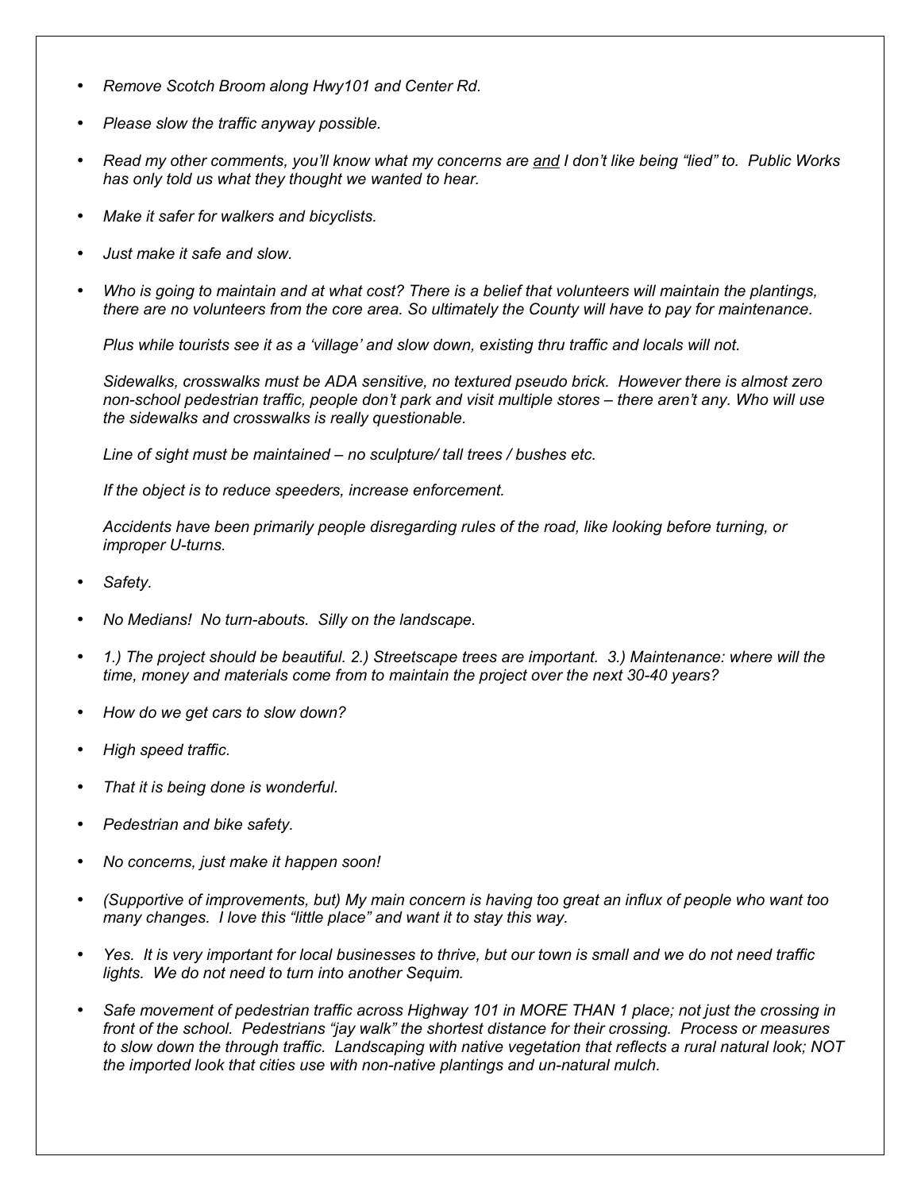- *Remove Scotch Broom along Hwy101 and Center Rd.*

- *Please slow the traffic anyway possible.*

- *Read my other comments, you'll know what my concerns are <u>and</u> I don't like being "lied" to. Public Works has only told us what they thought we wanted to hear.*

- *Make it safer for walkers and bicyclists.*

- *Just make it safe and slow.*

- *Who is going to maintain and at what cost? There is a belief that volunteers will maintain the plantings, there are no volunteers from the core area. So ultimately the County will have to pay for maintenance.*

  *Plus while tourists see it as a 'village' and slow down, existing thru traffic and locals will not.*

  *Sidewalks, crosswalks must be ADA sensitive, no textured pseudo brick. However there is almost zero non-school pedestrian traffic, people don't park and visit multiple stores – there aren't any. Who will use the sidewalks and crosswalks is really questionable.*

  *Line of sight must be maintained – no sculpture/ tall trees / bushes etc.*

  *If the object is to reduce speeders, increase enforcement.*

  *Accidents have been primarily people disregarding rules of the road, like looking before turning, or improper U-turns.*

- *Safety.*

- *No Medians! No turn-abouts. Silly on the landscape.*

- *1.) The project should be beautiful. 2.) Streetscape trees are important. 3.) Maintenance: where will the time, money and materials come from to maintain the project over the next 30-40 years?*

- *How do we get cars to slow down?*

- *High speed traffic.*

- *That it is being done is wonderful.*

- *Pedestrian and bike safety.*

- *No concerns, just make it happen soon!*

- *(Supportive of improvements, but) My main concern is having too great an influx of people who want too many changes. I love this "little place" and want it to stay this way.*

- *Yes. It is very important for local businesses to thrive, but our town is small and we do not need traffic lights. We do not need to turn into another Sequim.*

- *Safe movement of pedestrian traffic across Highway 101 in MORE THAN 1 place; not just the crossing in front of the school. Pedestrians "jay walk" the shortest distance for their crossing. Process or measures to slow down the through traffic. Landscaping with native vegetation that reflects a rural natural look; NOT the imported look that cities use with non-native plantings and un-natural mulch.*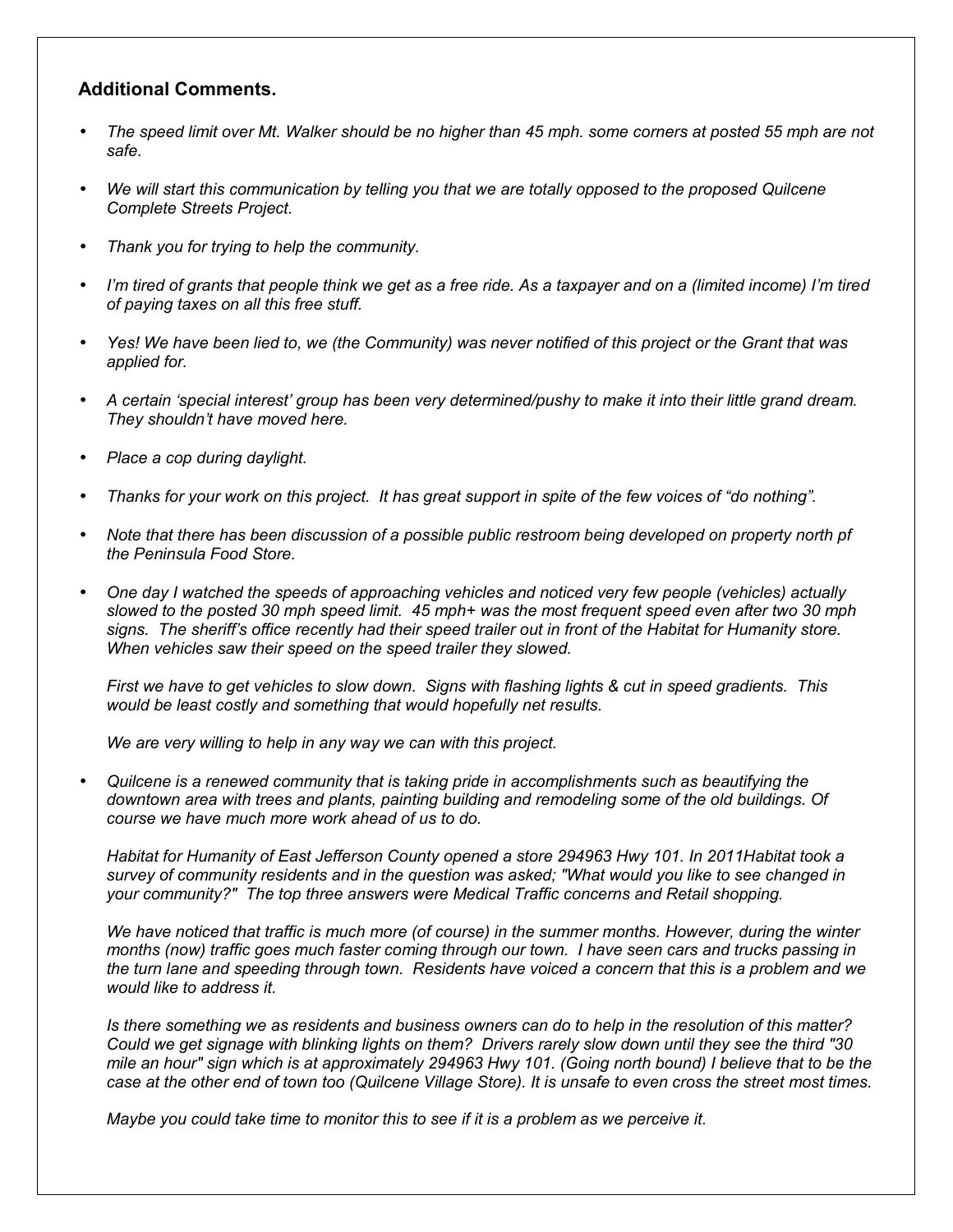### Additional Comments.

- *The speed limit over Mt. Walker should be no higher than 45 mph. some corners at posted 55 mph are not safe.*
- *We will start this communication by telling you that we are totally opposed to the proposed Quilcene Complete Streets Project.*
- *Thank you for trying to help the community.*
- *I'm tired of grants that people think we get as a free ride. As a taxpayer and on a (limited income) I'm tired of paying taxes on all this free stuff.*
- *Yes! We have been lied to, we (the Community) was never notified of this project or the Grant that was applied for.*
- *A certain 'special interest' group has been very determined/pushy to make it into their little grand dream. They shouldn't have moved here.*
- *Place a cop during daylight.*
- *Thanks for your work on this project. It has great support in spite of the few voices of "do nothing".*
- *Note that there has been discussion of a possible public restroom being developed on property north pf the Peninsula Food Store.*
- *One day I watched the speeds of approaching vehicles and noticed very few people (vehicles) actually slowed to the posted 30 mph speed limit. 45 mph+ was the most frequent speed even after two 30 mph signs. The sheriff's office recently had their speed trailer out in front of the Habitat for Humanity store. When vehicles saw their speed on the speed trailer they slowed.*

  *First we have to get vehicles to slow down. Signs with flashing lights & cut in speed gradients. This would be least costly and something that would hopefully net results.*

  *We are very willing to help in any way we can with this project.*

- *Quilcene is a renewed community that is taking pride in accomplishments such as beautifying the downtown area with trees and plants, painting building and remodeling some of the old buildings. Of course we have much more work ahead of us to do.*

  *Habitat for Humanity of East Jefferson County opened a store 294963 Hwy 101. In 2011Habitat took a survey of community residents and in the question was asked; "What would you like to see changed in your community?" The top three answers were Medical Traffic concerns and Retail shopping.*

  *We have noticed that traffic is much more (of course) in the summer months. However, during the winter months (now) traffic goes much faster coming through our town. I have seen cars and trucks passing in the turn lane and speeding through town. Residents have voiced a concern that this is a problem and we would like to address it.*

  *Is there something we as residents and business owners can do to help in the resolution of this matter? Could we get signage with blinking lights on them? Drivers rarely slow down until they see the third "30 mile an hour" sign which is at approximately 294963 Hwy 101. (Going north bound) I believe that to be the case at the other end of town too (Quilcene Village Store). It is unsafe to even cross the street most times.*

  *Maybe you could take time to monitor this to see if it is a problem as we perceive it.*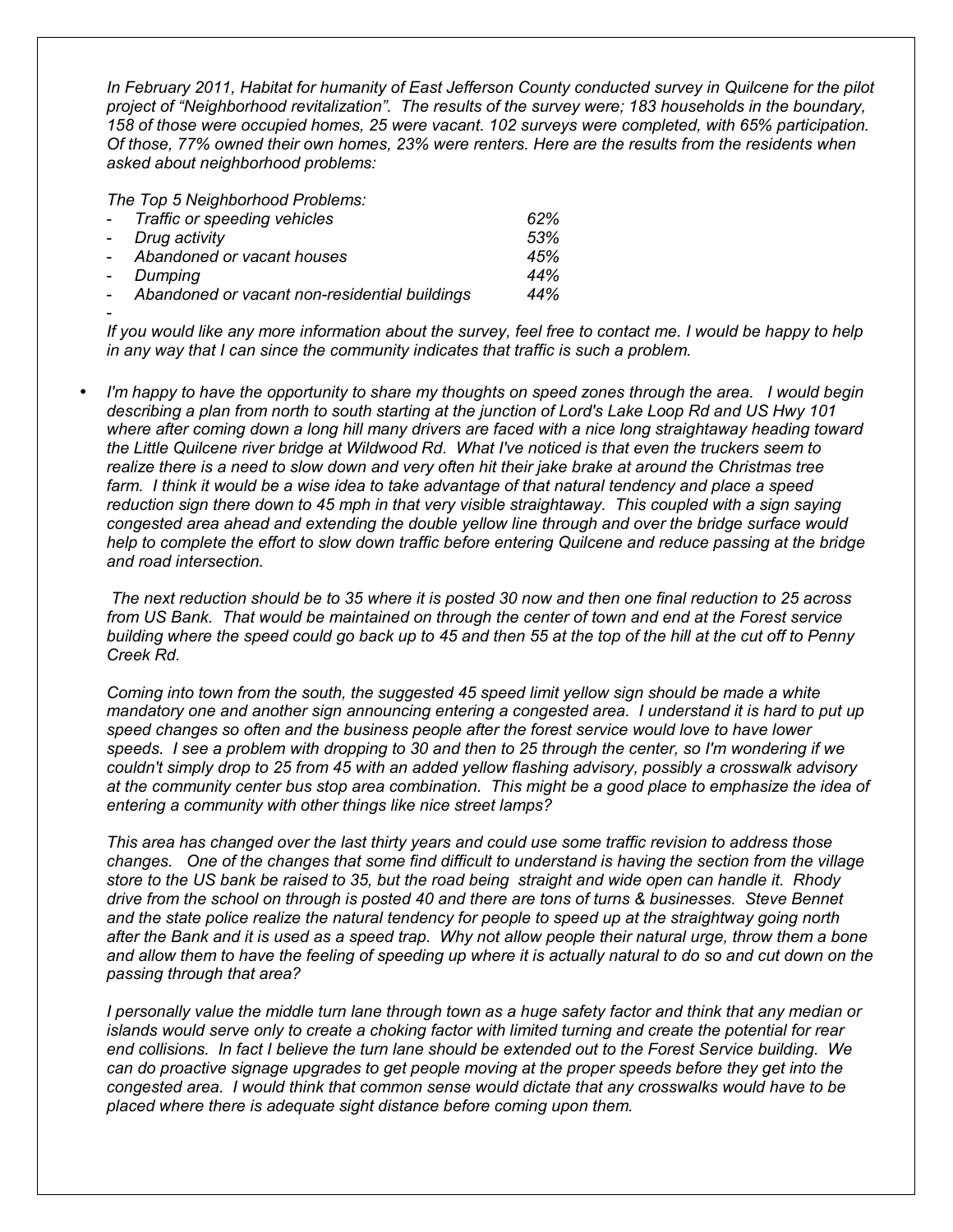*In February 2011, Habitat for humanity of East Jefferson County conducted survey in Quilcene for the pilot project of "Neighborhood revitalization". The results of the survey were; 183 households in the boundary, 158 of those were occupied homes, 25 were vacant. 102 surveys were completed, with 65% participation. Of those, 77% owned their own homes, 23% were renters. Here are the results from the residents when asked about neighborhood problems:*

*The Top 5 Neighborhood Problems:*

| | |
|---|---|
| - *Traffic or speeding vehicles* | *62%* |
| - *Drug activity* | *53%* |
| - *Abandoned or vacant houses* | *45%* |
| - *Dumping* | *44%* |
| - *Abandoned or vacant non-residential buildings* | *44%* |
| - | |

*If you would like any more information about the survey, feel free to contact me. I would be happy to help in any way that I can since the community indicates that traffic is such a problem.*

- *I'm happy to have the opportunity to share my thoughts on speed zones through the area. I would begin describing a plan from north to south starting at the junction of Lord's Lake Loop Rd and US Hwy 101 where after coming down a long hill many drivers are faced with a nice long straightaway heading toward the Little Quilcene river bridge at Wildwood Rd. What I've noticed is that even the truckers seem to realize there is a need to slow down and very often hit their jake brake at around the Christmas tree farm. I think it would be a wise idea to take advantage of that natural tendency and place a speed reduction sign there down to 45 mph in that very visible straightaway. This coupled with a sign saying congested area ahead and extending the double yellow line through and over the bridge surface would help to complete the effort to slow down traffic before entering Quilcene and reduce passing at the bridge and road intersection.*

  *The next reduction should be to 35 where it is posted 30 now and then one final reduction to 25 across from US Bank. That would be maintained on through the center of town and end at the Forest service building where the speed could go back up to 45 and then 55 at the top of the hill at the cut off to Penny Creek Rd.*

  *Coming into town from the south, the suggested 45 speed limit yellow sign should be made a white mandatory one and another sign announcing entering a congested area. I understand it is hard to put up speed changes so often and the business people after the forest service would love to have lower speeds. I see a problem with dropping to 30 and then to 25 through the center, so I'm wondering if we couldn't simply drop to 25 from 45 with an added yellow flashing advisory, possibly a crosswalk advisory at the community center bus stop area combination. This might be a good place to emphasize the idea of entering a community with other things like nice street lamps?*

  *This area has changed over the last thirty years and could use some traffic revision to address those changes. One of the changes that some find difficult to understand is having the section from the village store to the US bank be raised to 35, but the road being straight and wide open can handle it. Rhody drive from the school on through is posted 40 and there are tons of turns & businesses. Steve Bennet and the state police realize the natural tendency for people to speed up at the straightway going north after the Bank and it is used as a speed trap. Why not allow people their natural urge, throw them a bone and allow them to have the feeling of speeding up where it is actually natural to do so and cut down on the passing through that area?*

  *I personally value the middle turn lane through town as a huge safety factor and think that any median or islands would serve only to create a choking factor with limited turning and create the potential for rear end collisions. In fact I believe the turn lane should be extended out to the Forest Service building. We can do proactive signage upgrades to get people moving at the proper speeds before they get into the congested area. I would think that common sense would dictate that any crosswalks would have to be placed where there is adequate sight distance before coming upon them.*